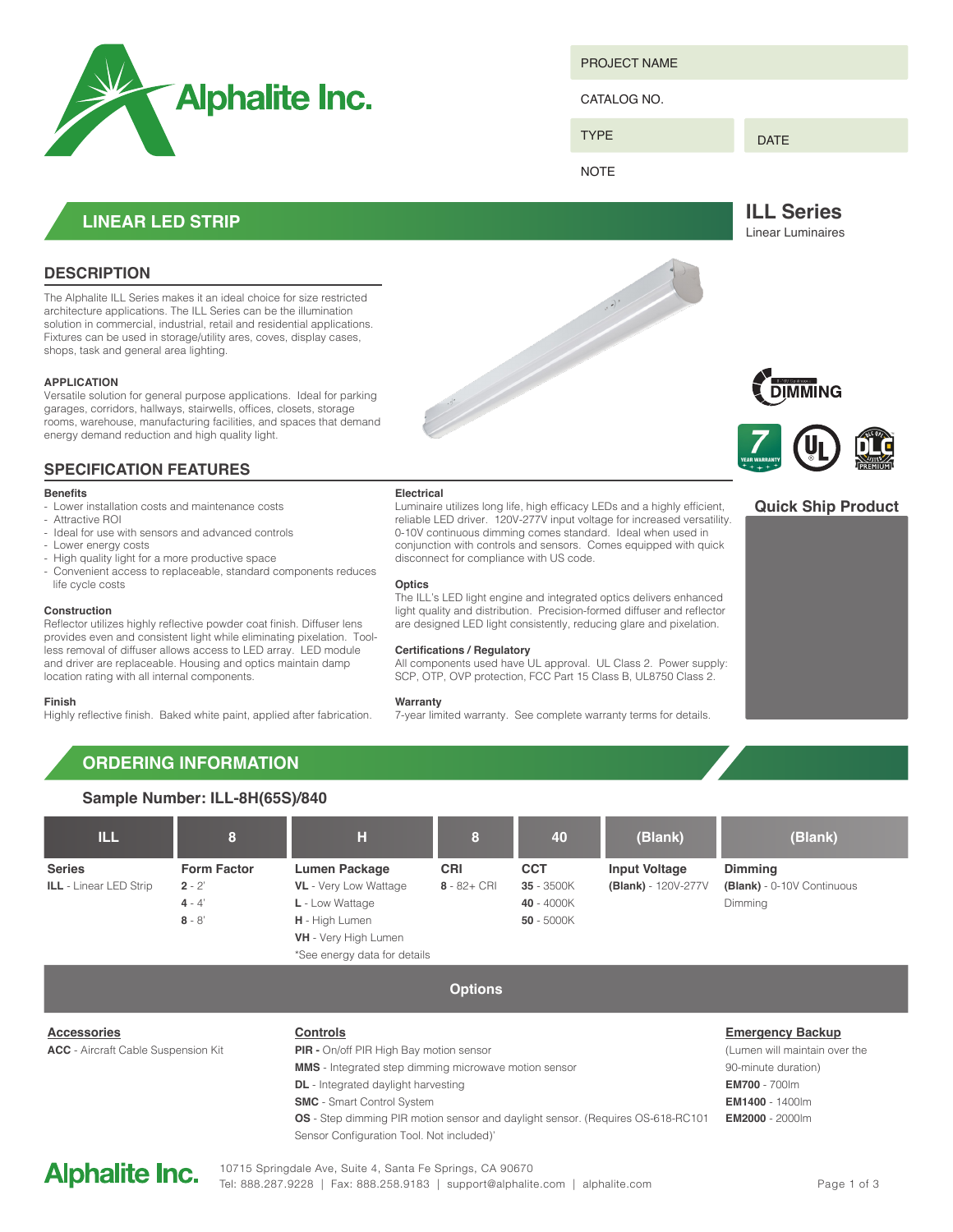# Alphalite Inc.

| PROJECT NAME | |
|---|---|
| CATALOG NO. | |
| TYPE | DATE |
| NOTE | |

## LINEAR LED STRIP

**ILL Series**
Linear Luminaires

## DESCRIPTION

The Alphalite ILL Series makes it an ideal choice for size restricted architecture applications. The ILL Series can be the illumination solution in commercial, industrial, retail and residential applications. Fixtures can be used in storage/utility ares, coves, display cases, shops, task and general area lighting.

**APPLICATION**

Versatile solution for general purpose applications. Ideal for parking garages, corridors, hallways, stairwells, offices, closets, storage rooms, warehouse, manufacturing facilities, and spaces that demand energy demand reduction and high quality light.

DIMMING

7 YEAR WARRANTY

## SPECIFICATION FEATURES

**Benefits**

- Lower installation costs and maintenance costs
- Attractive ROI
- Ideal for use with sensors and advanced controls
- Lower energy costs
- High quality light for a more productive space
- Convenient access to replaceable, standard components reduces life cycle costs

**Construction**

Reflector utilizes highly reflective powder coat finish. Diffuser lens provides even and consistent light while eliminating pixelation. Tool-less removal of diffuser allows access to LED array. LED module and driver are replaceable. Housing and optics maintain damp location rating with all internal components.

**Finish**

Highly reflective finish. Baked white paint, applied after fabrication.

**Electrical**

Luminaire utilizes long life, high efficacy LEDs and a highly efficient, reliable LED driver. 120V-277V input voltage for increased versatility. 0-10V continuous dimming comes standard. Ideal when used in conjunction with controls and sensors. Comes equipped with quick disconnect for compliance with US code.

**Optics**

The ILL's LED light engine and integrated optics delivers enhanced light quality and distribution. Precision-formed diffuser and reflector are designed LED light consistently, reducing glare and pixelation.

**Certifications / Regulatory**

All components used have UL approval. UL Class 2. Power supply: SCP, OTP, OVP protection, FCC Part 15 Class B, UL8750 Class 2.

**Warranty**

7-year limited warranty. See complete warranty terms for details.

**Quick Ship Product**

## ORDERING INFORMATION

### Sample Number: ILL-8H(65S)/840

| ILL | 8 | H | 8 | 40 | (Blank) | (Blank) |
|---|---|---|---|---|---|---|
| **Series** | **Form Factor** | **Lumen Package** | **CRI** | **CCT** | **Input Voltage** | **Dimming** |
| **ILL** - Linear LED Strip | **2** - 2' | **VL** - Very Low Wattage | **8** - 82+ CRI | **35** - 3500K | **(Blank)** - 120V-277V | **(Blank)** - 0-10V Continuous Dimming |
| | **4** - 4' | **L** - Low Wattage | | **40** - 4000K | | |
| | **8** - 8' | **H** - High Lumen | | **50** - 5000K | | |
| | | **VH** - Very High Lumen | | | | |
| | | *See energy data for details | | | | |

### Options

**Accessories**

**ACC** - Aircraft Cable Suspension Kit

**Controls**

**PIR -** On/off PIR High Bay motion sensor
**MMS** - Integrated step dimming microwave motion sensor
**DL** - Integrated daylight harvesting
**SMC** - Smart Control System
**OS** - Step dimming PIR motion sensor and daylight sensor. (Requires OS-618-RC101 Sensor Configuration Tool. Not included)'

**Emergency Backup**

(Lumen will maintain over the 90-minute duration)
**EM700** - 700lm
**EM1400** - 1400lm
**EM2000** - 2000lm

Alphalite Inc.
10715 Springdale Ave, Suite 4, Santa Fe Springs, CA 90670
Tel: 888.287.9228 | Fax: 888.258.9183 | support@alphalite.com | alphalite.com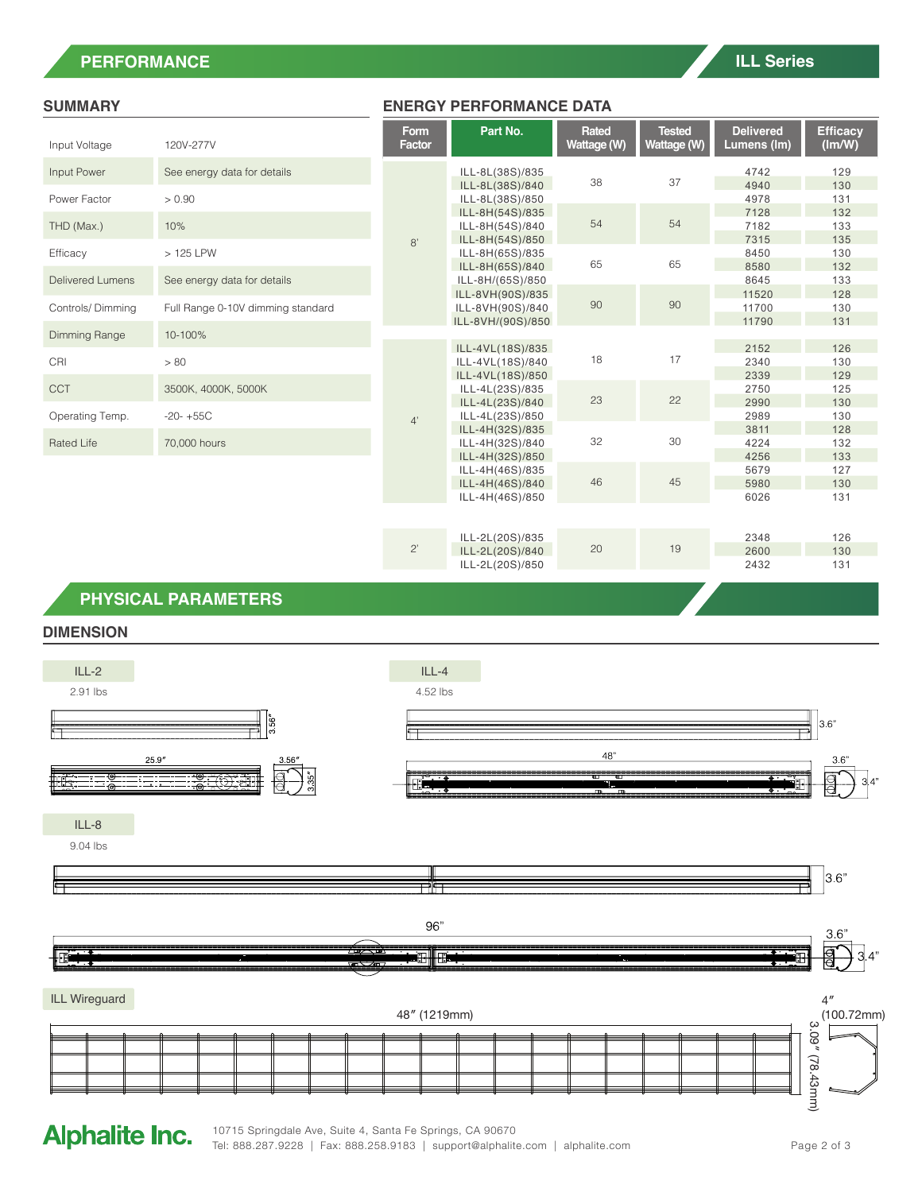## PERFORMANCE

ILL Series

### SUMMARY

| | |
|---|---|
| Input Voltage | 120V-277V |
| Input Power | See energy data for details |
| Power Factor | > 0.90 |
| THD (Max.) | 10% |
| Efficacy | > 125 LPW |
| Delivered Lumens | See energy data for details |
| Controls/ Dimming | Full Range 0-10V dimming standard |
| Dimming Range | 10-100% |
| CRI | > 80 |
| CCT | 3500K, 4000K, 5000K |
| Operating Temp. | -20- +55C |
| Rated Life | 70,000 hours |

### ENERGY PERFORMANCE DATA

| Form Factor | Part No. | Rated Wattage (W) | Tested Wattage (W) | Delivered Lumens (lm) | Efficacy (lm/W) |
|---|---|---|---|---|---|
| 8' | ILL-8L(38S)/835 | 38 | 37 | 4742 | 129 |
| | ILL-8L(38S)/840 | | | 4940 | 130 |
| | ILL-8L(38S)/850 | | | 4978 | 131 |
| | ILL-8H(54S)/835 | 54 | 54 | 7128 | 132 |
| | ILL-8H(54S)/840 | | | 7182 | 133 |
| | ILL-8H(54S)/850 | | | 7315 | 135 |
| | ILL-8H(65S)/835 | 65 | 65 | 8450 | 130 |
| | ILL-8H(65S)/840 | | | 8580 | 132 |
| | ILL-8H/(65S)/850 | | | 8645 | 133 |
| | ILL-8VH(90S)/835 | 90 | 90 | 11520 | 128 |
| | ILL-8VH(90S)/840 | | | 11700 | 130 |
| | ILL-8VH/(90S)/850 | | | 11790 | 131 |
| 4' | ILL-4VL(18S)/835 | 18 | 17 | 2152 | 126 |
| | ILL-4VL(18S)/840 | | | 2340 | 130 |
| | ILL-4VL(18S)/850 | | | 2339 | 129 |
| | ILL-4L(23S)/835 | 23 | 22 | 2750 | 125 |
| | ILL-4L(23S)/840 | | | 2990 | 130 |
| | ILL-4L(23S)/850 | | | 2989 | 130 |
| | ILL-4H(32S)/835 | 32 | 30 | 3811 | 128 |
| | ILL-4H(32S)/840 | | | 4224 | 132 |
| | ILL-4H(32S)/850 | | | 4256 | 133 |
| | ILL-4H(46S)/835 | 46 | 45 | 5679 | 127 |
| | ILL-4H(46S)/840 | | | 5980 | 130 |
| | ILL-4H(46S)/850 | | | 6026 | 131 |
| 2' | ILL-2L(20S)/835 | 20 | 19 | 2348 | 126 |
| | ILL-2L(20S)/840 | | | 2600 | 130 |
| | ILL-2L(20S)/850 | | | 2432 | 131 |

## PHYSICAL PARAMETERS

### DIMENSION

ILL-2

2.91 lbs

25.9″ | 3.56″ | 3.35″

ILL-4

4.52 lbs

48" | 3.6" | 3.4"

ILL-8

9.04 lbs

96" | 3.6" | 3.4"

ILL Wireguard

48″ (1219mm) | 4″ (100.72mm) | 3.09″ (78.43mm)

Alphalite Inc.

10715 Springdale Ave, Suite 4, Santa Fe Springs, CA 90670

Tel: 888.287.9228 | Fax: 888.258.9183 | support@alphalite.com | alphalite.com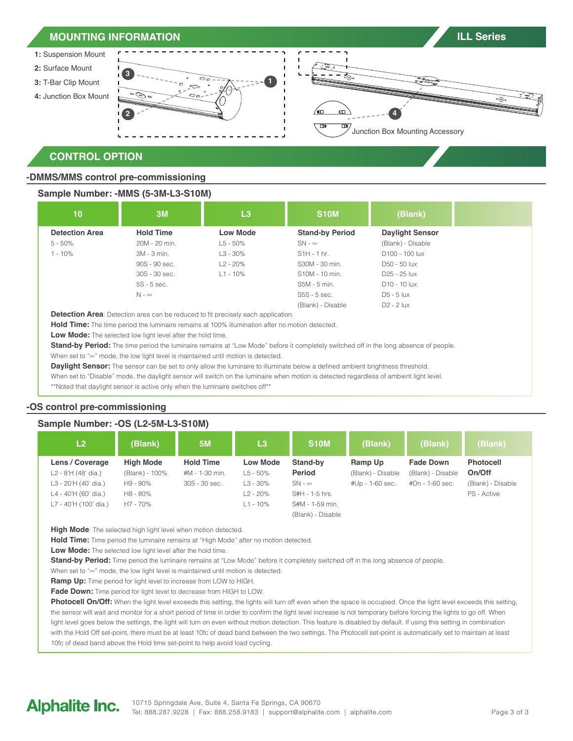## MOUNTING INFORMATION

**ILL Series**

**1:** Suspension Mount
**2:** Surface Mount
**3:** T-Bar Clip Mount
**4:** Junction Box Mount

Junction Box Mounting Accessory

## CONTROL OPTION

### -DMMS/MMS control pre-commissioning

**Sample Number: -MMS (5-3M-L3-S10M)**

| 10 | 3M | L3 | S10M | (Blank) | |
|---|---|---|---|---|---|
| **Detection Area** | **Hold Time** | **Low Mode** | **Stand-by Period** | **Daylight Sensor** | |
| 5 - 50% | 20M - 20 min. | L5 - 50% | SN - ∞ | (Blank) - Disable | |
| 1 - 10% | 3M - 3 min. | L3 - 30% | S1H - 1 hr. | D100 - 100 lux | |
| | 90S - 90 sec. | L2 - 20% | S30M - 30 min. | D50 - 50 lux | |
| | 30S - 30 sec. | L1 - 10% | S10M - 10 min. | D25 - 25 lux | |
| | 5S - 5 sec. | | S5M - 5 min. | D10 - 10 lux | |
| | N - ∞ | | S5S - 5 sec. | D5 - 5 lux | |
| | | | (Blank) - Disable | D2 - 2 lux | |

**Detection Area**: Detection area can be reduced to fit precisely each application.
**Hold Time:** The time period the luminaire remains at 100% illumination after no motion detected.
**Low Mode:** The selected low light level after the hold time.
**Stand-by Period:** The time period the luminaire remains at "Low Mode" before it completely switched off in the long absence of people. When set to "∞" mode, the low light level is maintained until motion is detected.
**Daylight Sensor:** The sensor can be set to only allow the luminaire to illuminate below a defined ambient brightness threshold. When set to "Disable" mode, the daylight sensor will switch on the luminaire when motion is detected regardless of ambient light level.
**Noted that daylight sensor is active only when the luminaire switches off**

### -OS control pre-commissioning

**Sample Number: -OS (L2-5M-L3-S10M)**

| L2 | (Blank) | 5M | L3 | S10M | (Blank) | (Blank) | (Blank) |
|---|---|---|---|---|---|---|---|
| **Lens / Coverage** | **High Mode** | **Hold Time** | **Low Mode** | **Stand-by Period** | **Ramp Up** | **Fade Down** | **Photocell On/Off** |
| L2 - 8'H (48' dia.) | (Blank) - 100% | #M - 1-30 min. | L5 - 50% | SN - ∞ | (Blank) - Disable | (Blank) - Disable | (Blank) - Disable |
| L3 - 20'H (40' dia.) | H9 - 90% | 30S - 30 sec. | L3 - 30% | S#H - 1-5 hrs. | #Up - 1-60 sec. | #Dn - 1-60 sec. | PS - Active |
| L4 - 40'H (60' dia.) | H8 - 80% | | L2 - 20% | S#M - 1-59 min. | | | |
| L7 - 40'H (100' dia.) | H7 - 70% | | L1 - 10% | (Blank) - Disable | | | |

**High Mode**: The selected high light level when motion detected.
**Hold Time:** Time period the luminaire remains at "High Mode" after no motion detected.
**Low Mode:** The selected low light level after the hold time.
**Stand-by Period:** Time period the luminaire remains at "Low Mode" before it completely switched off in the long absence of people. When set to "∞" mode, the low light level is maintained until motion is detected.
**Ramp Up:** Time period for light level to increase from LOW to HIGH.
**Fade Down:** Time period for light level to decrease from HIGH to LOW.
**Photocell On/Off:** When the light level exceeds this setting, the lights will turn off even when the space is occupied. Once the light level exceeds this setting, the sensor will wait and monitor for a short period of time in order to confirm the light level increase is not temporary before forcing the lights to go off. When light level goes below the settings, the light will turn on even without motion detection. This feature is disabled by default. If using this setting in combination with the Hold Off set-point, there must be at least 10fc of dead band between the two settings. The Photocell set-point is automatically set to maintain at least 10fc of dead band above the Hold time set-point to help avoid load cycling.

**Alphalite Inc.** 10715 Springdale Ave, Suite 4, Santa Fe Springs, CA 90670
Tel: 888.287.9228 | Fax: 888.258.9183 | support@alphalite.com | alphalite.com